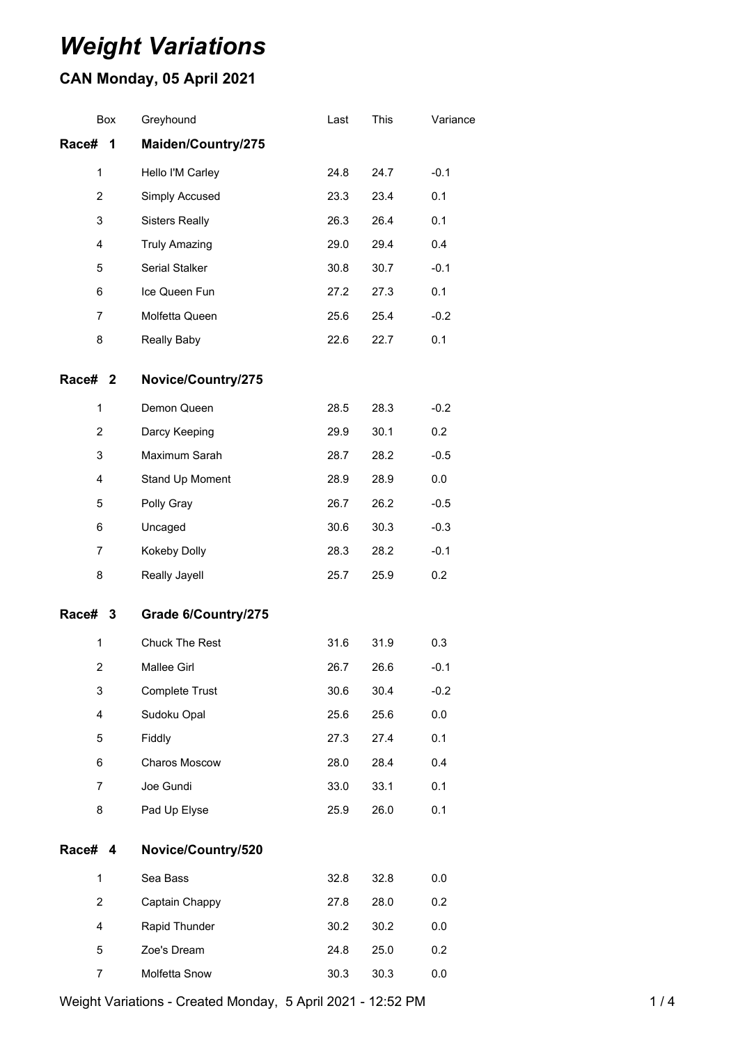# *Weight Variations*

## CAN Monday, 05 April 2021

| Box | Greyhound | Last | This | Variance |
|---|---|---|---|---|
| **Race# 1** | **Maiden/Country/275** | | | |
| 1 | Hello I'M Carley | 24.8 | 24.7 | -0.1 |
| 2 | Simply Accused | 23.3 | 23.4 | 0.1 |
| 3 | Sisters Really | 26.3 | 26.4 | 0.1 |
| 4 | Truly Amazing | 29.0 | 29.4 | 0.4 |
| 5 | Serial Stalker | 30.8 | 30.7 | -0.1 |
| 6 | Ice Queen Fun | 27.2 | 27.3 | 0.1 |
| 7 | Molfetta Queen | 25.6 | 25.4 | -0.2 |
| 8 | Really Baby | 22.6 | 22.7 | 0.1 |
| **Race# 2** | **Novice/Country/275** | | | |
| 1 | Demon Queen | 28.5 | 28.3 | -0.2 |
| 2 | Darcy Keeping | 29.9 | 30.1 | 0.2 |
| 3 | Maximum Sarah | 28.7 | 28.2 | -0.5 |
| 4 | Stand Up Moment | 28.9 | 28.9 | 0.0 |
| 5 | Polly Gray | 26.7 | 26.2 | -0.5 |
| 6 | Uncaged | 30.6 | 30.3 | -0.3 |
| 7 | Kokeby Dolly | 28.3 | 28.2 | -0.1 |
| 8 | Really Jayell | 25.7 | 25.9 | 0.2 |
| **Race# 3** | **Grade 6/Country/275** | | | |
| 1 | Chuck The Rest | 31.6 | 31.9 | 0.3 |
| 2 | Mallee Girl | 26.7 | 26.6 | -0.1 |
| 3 | Complete Trust | 30.6 | 30.4 | -0.2 |
| 4 | Sudoku Opal | 25.6 | 25.6 | 0.0 |
| 5 | Fiddly | 27.3 | 27.4 | 0.1 |
| 6 | Charos Moscow | 28.0 | 28.4 | 0.4 |
| 7 | Joe Gundi | 33.0 | 33.1 | 0.1 |
| 8 | Pad Up Elyse | 25.9 | 26.0 | 0.1 |
| **Race# 4** | **Novice/Country/520** | | | |
| 1 | Sea Bass | 32.8 | 32.8 | 0.0 |
| 2 | Captain Chappy | 27.8 | 28.0 | 0.2 |
| 4 | Rapid Thunder | 30.2 | 30.2 | 0.0 |
| 5 | Zoe's Dream | 24.8 | 25.0 | 0.2 |
| 7 | Molfetta Snow | 30.3 | 30.3 | 0.0 |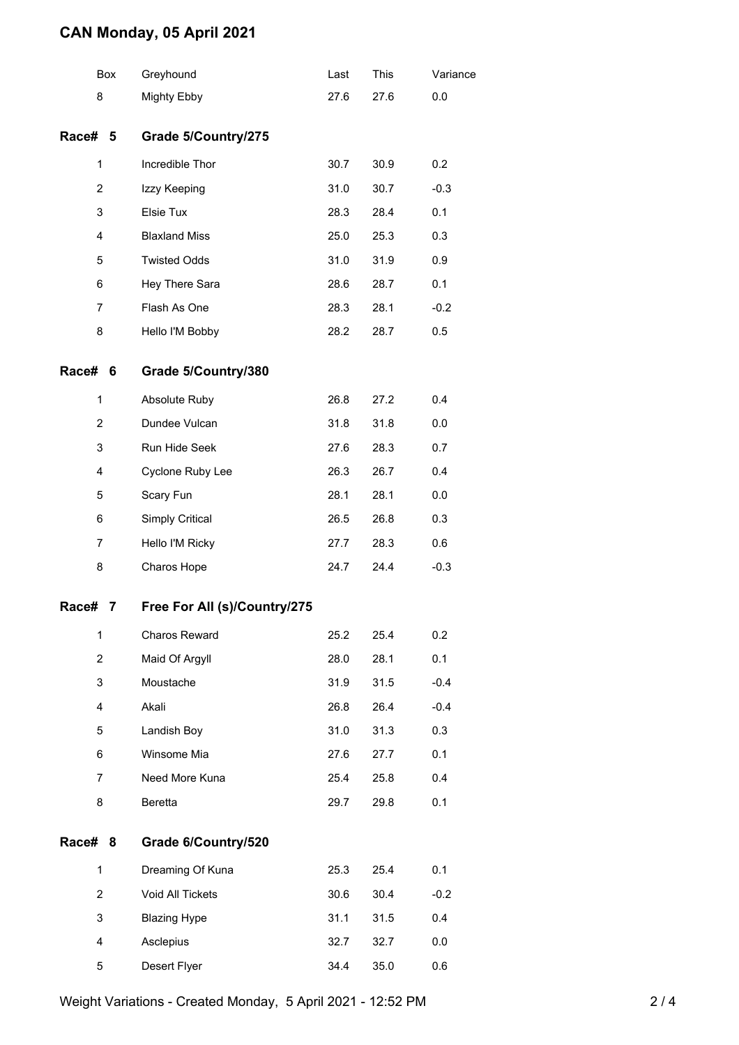# CAN Monday, 05 April 2021

| Box | Greyhound | Last | This | Variance |
|---|---|---|---|---|
| 8 | Mighty Ebby | 27.6 | 27.6 | 0.0 |

## Race# 5 Grade 5/Country/275

| Box | Greyhound | Last | This | Variance |
|---|---|---|---|---|
| 1 | Incredible Thor | 30.7 | 30.9 | 0.2 |
| 2 | Izzy Keeping | 31.0 | 30.7 | -0.3 |
| 3 | Elsie Tux | 28.3 | 28.4 | 0.1 |
| 4 | Blaxland Miss | 25.0 | 25.3 | 0.3 |
| 5 | Twisted Odds | 31.0 | 31.9 | 0.9 |
| 6 | Hey There Sara | 28.6 | 28.7 | 0.1 |
| 7 | Flash As One | 28.3 | 28.1 | -0.2 |
| 8 | Hello I'M Bobby | 28.2 | 28.7 | 0.5 |

## Race# 6 Grade 5/Country/380

| Box | Greyhound | Last | This | Variance |
|---|---|---|---|---|
| 1 | Absolute Ruby | 26.8 | 27.2 | 0.4 |
| 2 | Dundee Vulcan | 31.8 | 31.8 | 0.0 |
| 3 | Run Hide Seek | 27.6 | 28.3 | 0.7 |
| 4 | Cyclone Ruby Lee | 26.3 | 26.7 | 0.4 |
| 5 | Scary Fun | 28.1 | 28.1 | 0.0 |
| 6 | Simply Critical | 26.5 | 26.8 | 0.3 |
| 7 | Hello I'M Ricky | 27.7 | 28.3 | 0.6 |
| 8 | Charos Hope | 24.7 | 24.4 | -0.3 |

## Race# 7 Free For All (s)/Country/275

| Box | Greyhound | Last | This | Variance |
|---|---|---|---|---|
| 1 | Charos Reward | 25.2 | 25.4 | 0.2 |
| 2 | Maid Of Argyll | 28.0 | 28.1 | 0.1 |
| 3 | Moustache | 31.9 | 31.5 | -0.4 |
| 4 | Akali | 26.8 | 26.4 | -0.4 |
| 5 | Landish Boy | 31.0 | 31.3 | 0.3 |
| 6 | Winsome Mia | 27.6 | 27.7 | 0.1 |
| 7 | Need More Kuna | 25.4 | 25.8 | 0.4 |
| 8 | Beretta | 29.7 | 29.8 | 0.1 |

## Race# 8 Grade 6/Country/520

| Box | Greyhound | Last | This | Variance |
|---|---|---|---|---|
| 1 | Dreaming Of Kuna | 25.3 | 25.4 | 0.1 |
| 2 | Void All Tickets | 30.6 | 30.4 | -0.2 |
| 3 | Blazing Hype | 31.1 | 31.5 | 0.4 |
| 4 | Asclepius | 32.7 | 32.7 | 0.0 |
| 5 | Desert Flyer | 34.4 | 35.0 | 0.6 |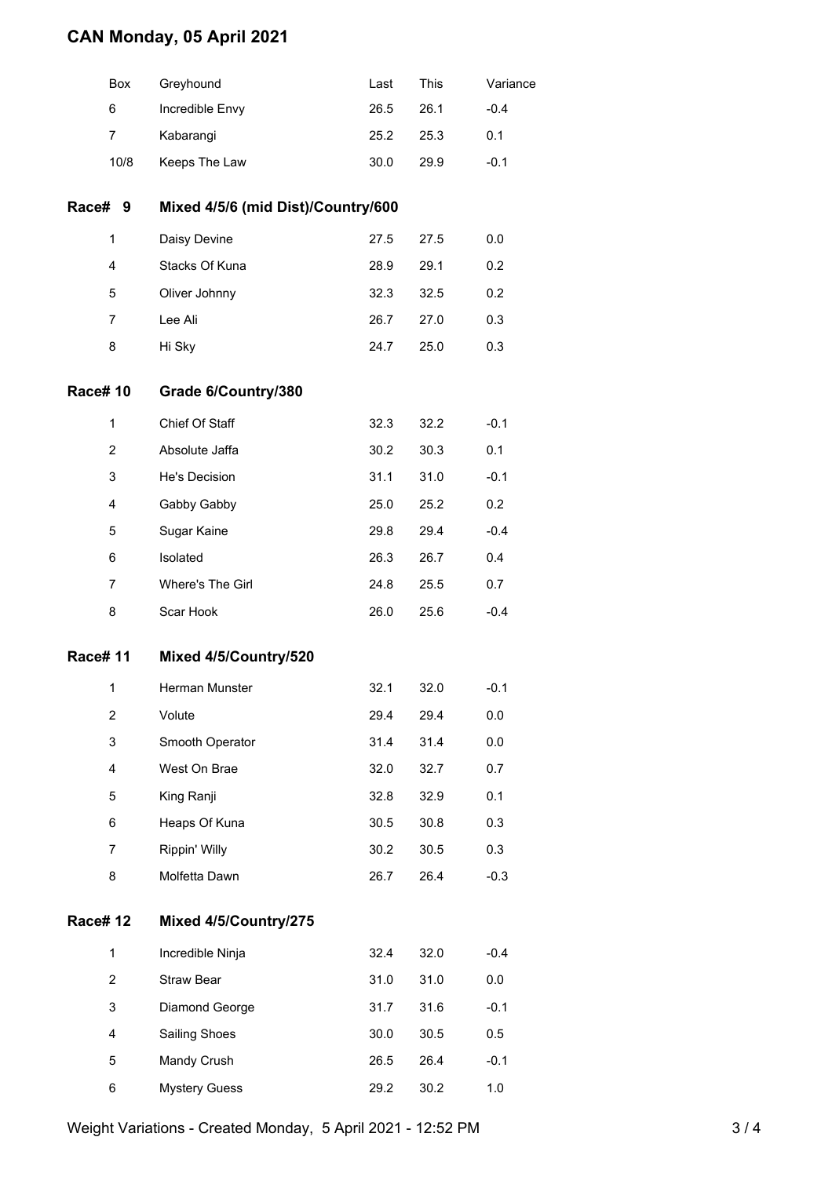# CAN Monday, 05 April 2021

| Box | Greyhound | Last | This | Variance |
|---|---|---|---|---|
| 6 | Incredible Envy | 26.5 | 26.1 | -0.4 |
| 7 | Kabarangi | 25.2 | 25.3 | 0.1 |
| 10/8 | Keeps The Law | 30.0 | 29.9 | -0.1 |

## Race# 9 Mixed 4/5/6 (mid Dist)/Country/600

| Box | Greyhound | Last | This | Variance |
|---|---|---|---|---|
| 1 | Daisy Devine | 27.5 | 27.5 | 0.0 |
| 4 | Stacks Of Kuna | 28.9 | 29.1 | 0.2 |
| 5 | Oliver Johnny | 32.3 | 32.5 | 0.2 |
| 7 | Lee Ali | 26.7 | 27.0 | 0.3 |
| 8 | Hi Sky | 24.7 | 25.0 | 0.3 |

## Race# 10 Grade 6/Country/380

| Box | Greyhound | Last | This | Variance |
|---|---|---|---|---|
| 1 | Chief Of Staff | 32.3 | 32.2 | -0.1 |
| 2 | Absolute Jaffa | 30.2 | 30.3 | 0.1 |
| 3 | He's Decision | 31.1 | 31.0 | -0.1 |
| 4 | Gabby Gabby | 25.0 | 25.2 | 0.2 |
| 5 | Sugar Kaine | 29.8 | 29.4 | -0.4 |
| 6 | Isolated | 26.3 | 26.7 | 0.4 |
| 7 | Where's The Girl | 24.8 | 25.5 | 0.7 |
| 8 | Scar Hook | 26.0 | 25.6 | -0.4 |

## Race# 11 Mixed 4/5/Country/520

| Box | Greyhound | Last | This | Variance |
|---|---|---|---|---|
| 1 | Herman Munster | 32.1 | 32.0 | -0.1 |
| 2 | Volute | 29.4 | 29.4 | 0.0 |
| 3 | Smooth Operator | 31.4 | 31.4 | 0.0 |
| 4 | West On Brae | 32.0 | 32.7 | 0.7 |
| 5 | King Ranji | 32.8 | 32.9 | 0.1 |
| 6 | Heaps Of Kuna | 30.5 | 30.8 | 0.3 |
| 7 | Rippin' Willy | 30.2 | 30.5 | 0.3 |
| 8 | Molfetta Dawn | 26.7 | 26.4 | -0.3 |

## Race# 12 Mixed 4/5/Country/275

| Box | Greyhound | Last | This | Variance |
|---|---|---|---|---|
| 1 | Incredible Ninja | 32.4 | 32.0 | -0.4 |
| 2 | Straw Bear | 31.0 | 31.0 | 0.0 |
| 3 | Diamond George | 31.7 | 31.6 | -0.1 |
| 4 | Sailing Shoes | 30.0 | 30.5 | 0.5 |
| 5 | Mandy Crush | 26.5 | 26.4 | -0.1 |
| 6 | Mystery Guess | 29.2 | 30.2 | 1.0 |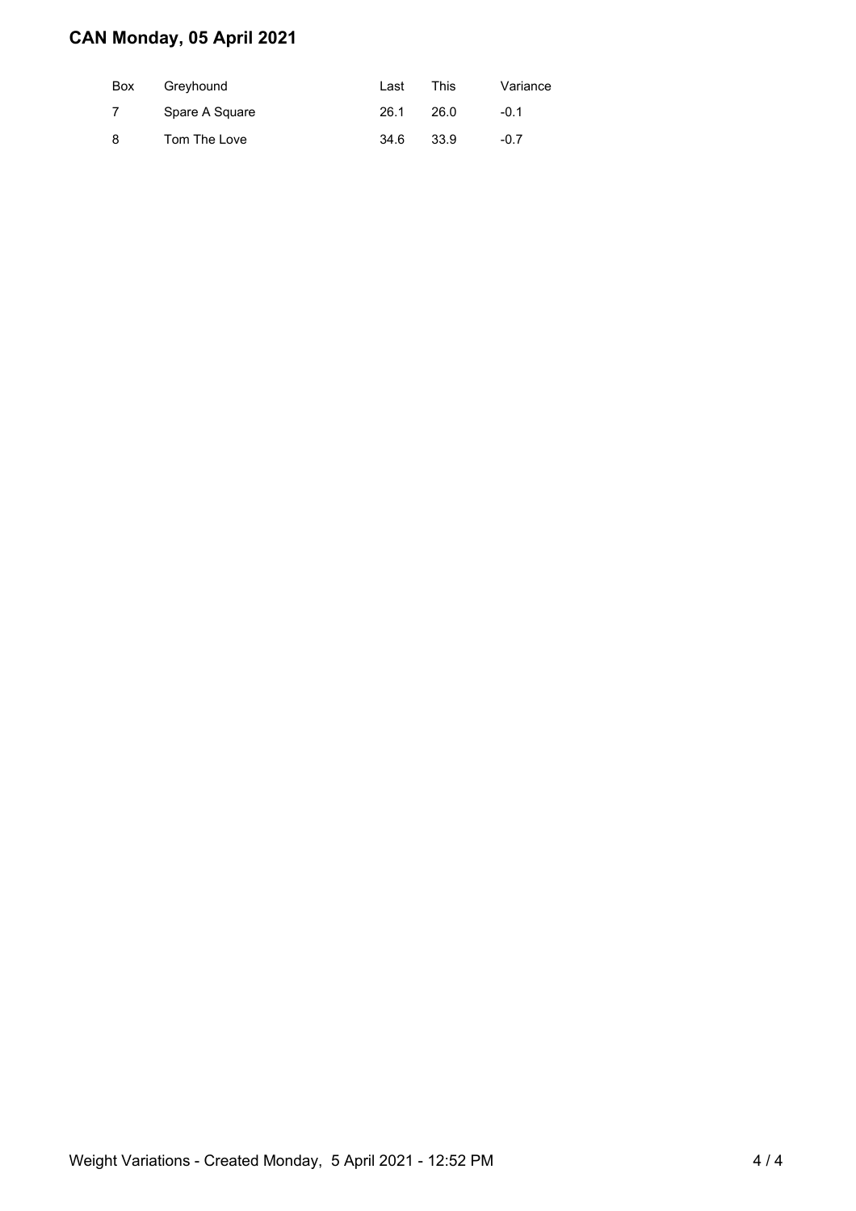## CAN Monday, 05 April 2021

| Box | Greyhound | Last | This | Variance |
|---|---|---|---|---|
| 7 | Spare A Square | 26.1 | 26.0 | -0.1 |
| 8 | Tom The Love | 34.6 | 33.9 | -0.7 |

Weight Variations - Created Monday, 5 April 2021 - 12:52 PM